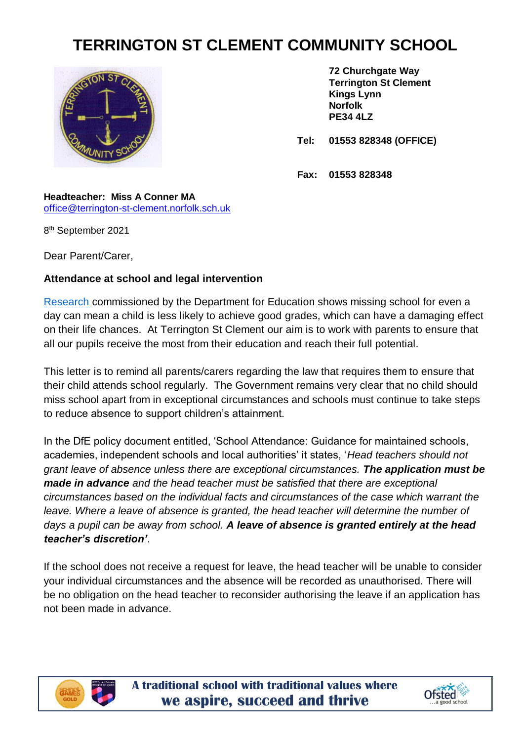# TERRINGTON ST CLEMENT COMMUNITY SCHOOL

**72 Churchgate Way**
**Terrington St Clement**
**Kings Lynn**
**Norfolk**
**PE34 4LZ**

**Tel: 01553 828348 (OFFICE)**

**Fax: 01553 828348**

**Headteacher: Miss A Conner MA**
office@terrington-st-clement.norfolk.sch.uk

8th September 2021

Dear Parent/Carer,

**Attendance at school and legal intervention**

Research commissioned by the Department for Education shows missing school for even a day can mean a child is less likely to achieve good grades, which can have a damaging effect on their life chances. At Terrington St Clement our aim is to work with parents to ensure that all our pupils receive the most from their education and reach their full potential.

This letter is to remind all parents/carers regarding the law that requires them to ensure that their child attends school regularly. The Government remains very clear that no child should miss school apart from in exceptional circumstances and schools must continue to take steps to reduce absence to support children's attainment.

In the DfE policy document entitled, 'School Attendance: Guidance for maintained schools, academies, independent schools and local authorities' it states, '*Head teachers should not grant leave of absence unless there are exceptional circumstances.* ***The application must be made in advance*** *and the head teacher must be satisfied that there are exceptional circumstances based on the individual facts and circumstances of the case which warrant the leave. Where a leave of absence is granted, the head teacher will determine the number of days a pupil can be away from school.* ***A leave of absence is granted entirely at the head teacher's discretion'***.

If the school does not receive a request for leave, the head teacher will be unable to consider your individual circumstances and the absence will be recorded as unauthorised. There will be no obligation on the head teacher to reconsider authorising the leave if an application has not been made in advance.

**A traditional school with traditional values where we aspire, succeed and thrive**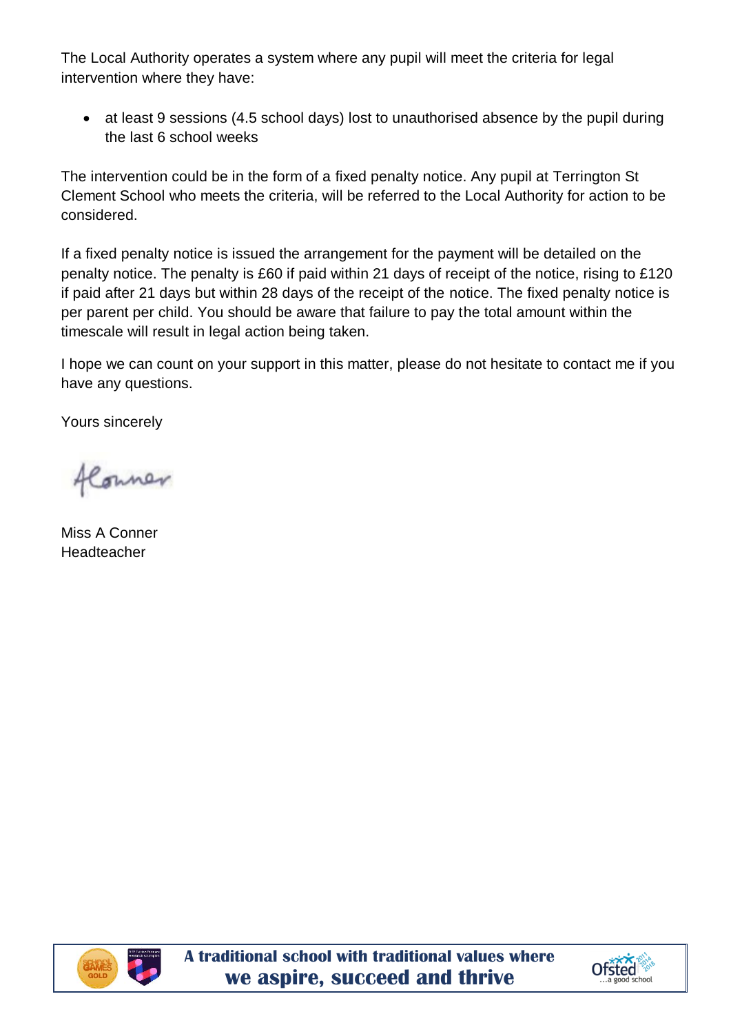The Local Authority operates a system where any pupil will meet the criteria for legal intervention where they have:

- at least 9 sessions (4.5 school days) lost to unauthorised absence by the pupil during the last 6 school weeks

The intervention could be in the form of a fixed penalty notice. Any pupil at Terrington St Clement School who meets the criteria, will be referred to the Local Authority for action to be considered.

If a fixed penalty notice is issued the arrangement for the payment will be detailed on the penalty notice. The penalty is £60 if paid within 21 days of receipt of the notice, rising to £120 if paid after 21 days but within 28 days of the receipt of the notice. The fixed penalty notice is per parent per child. You should be aware that failure to pay the total amount within the timescale will result in legal action being taken.

I hope we can count on your support in this matter, please do not hesitate to contact me if you have any questions.

Yours sincerely

AConner

Miss A Conner
Headteacher